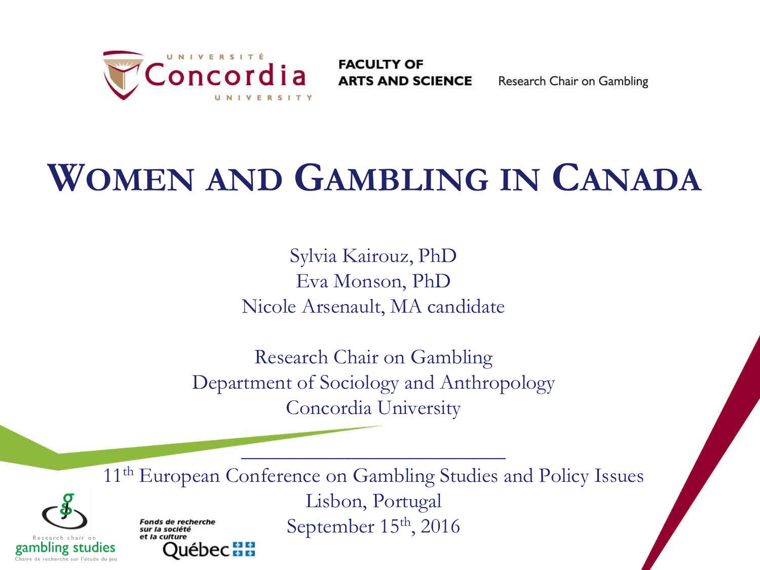Université Concordia University

FACULTY OF ARTS AND SCIENCE

Research Chair on Gambling

# WOMEN AND GAMBLING IN CANADA

Sylvia Kairouz, PhD
Eva Monson, PhD
Nicole Arsenault, MA candidate

Research Chair on Gambling
Department of Sociology and Anthropology
Concordia University

11th European Conference on Gambling Studies and Policy Issues
Lisbon, Portugal
September 15th, 2016

Research chair on gambling studies
Chaire de recherche sur l'étude du jeu

Fonds de recherche sur la société et la culture
Québec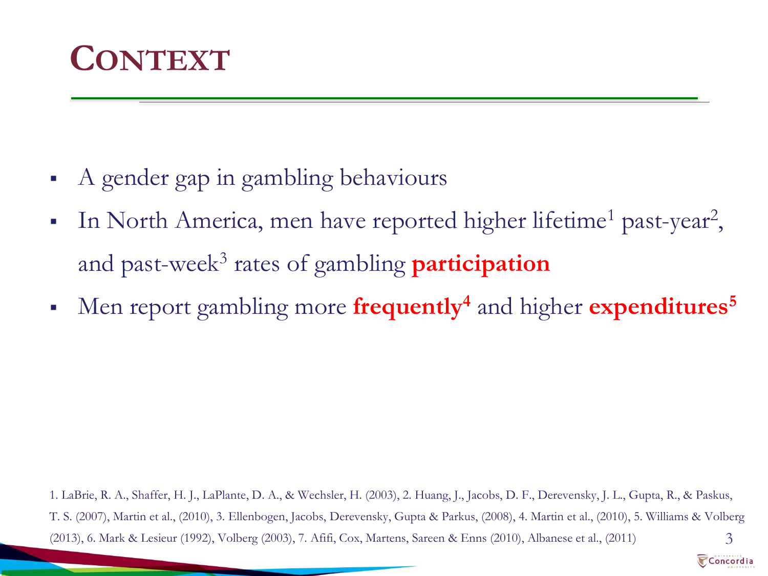# Context

- A gender gap in gambling behaviours
- In North America, men have reported higher lifetime[1] past-year[2], and past-week[3] rates of gambling **participation**
- Men report gambling more **frequently**[4] and higher **expenditures**[5]

1. LaBrie, R. A., Shaffer, H. J., LaPlante, D. A., & Wechsler, H. (2003), 2. Huang, J., Jacobs, D. F., Derevensky, J. L., Gupta, R., & Paskus, T. S. (2007), Martin et al., (2010), 3. Ellenbogen, Jacobs, Derevensky, Gupta & Parkus, (2008), 4. Martin et al., (2010), 5. Williams & Volberg (2013), 6. Mark & Lesieur (1992), Volberg (2003), 7. Afifi, Cox, Martens, Sareen & Enns (2010), Albanese et al., (2011)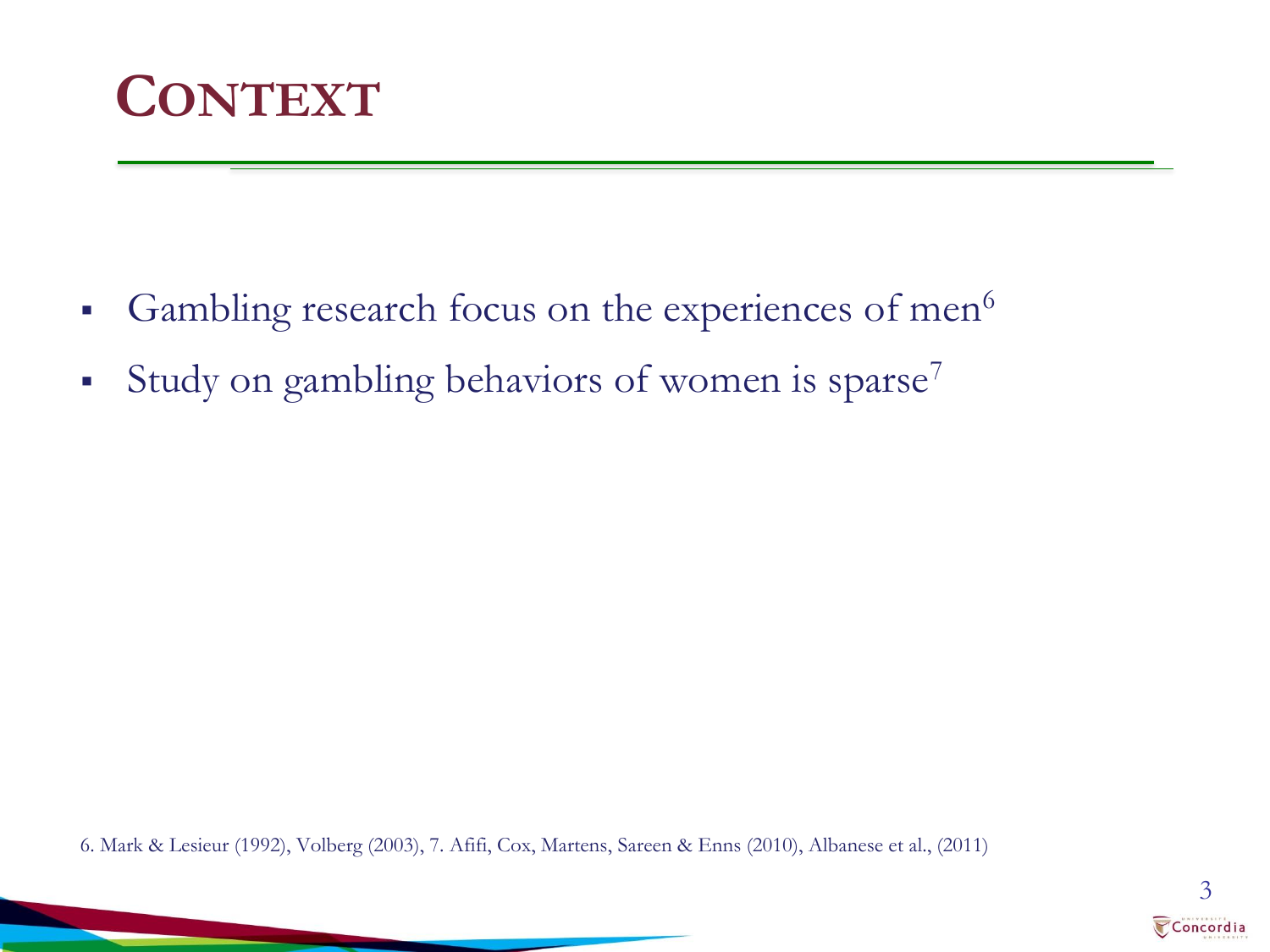# CONTEXT

- Gambling research focus on the experiences of men[6]
- Study on gambling behaviors of women is sparse[7]

6. Mark & Lesieur (1992), Volberg (2003), 7. Afifi, Cox, Martens, Sareen & Enns (2010), Albanese et al., (2011)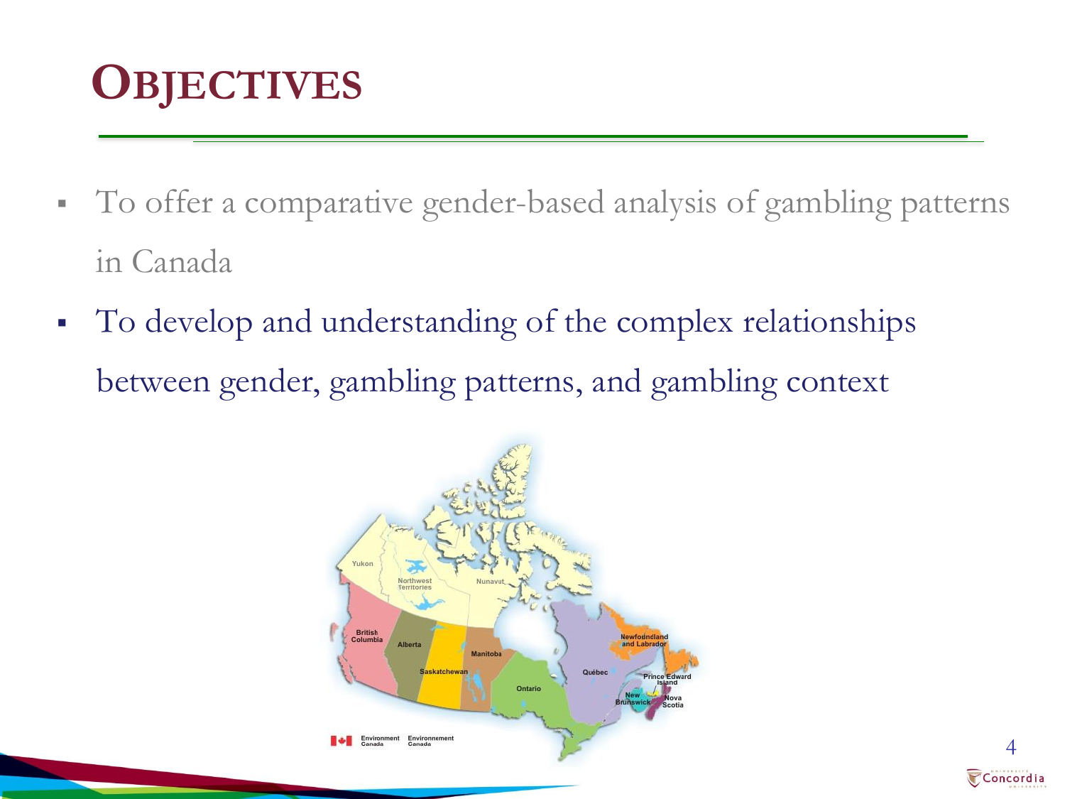# OBJECTIVES

- To offer a comparative gender-based analysis of gambling patterns in Canada
- To develop and understanding of the complex relationships between gender, gambling patterns, and gambling context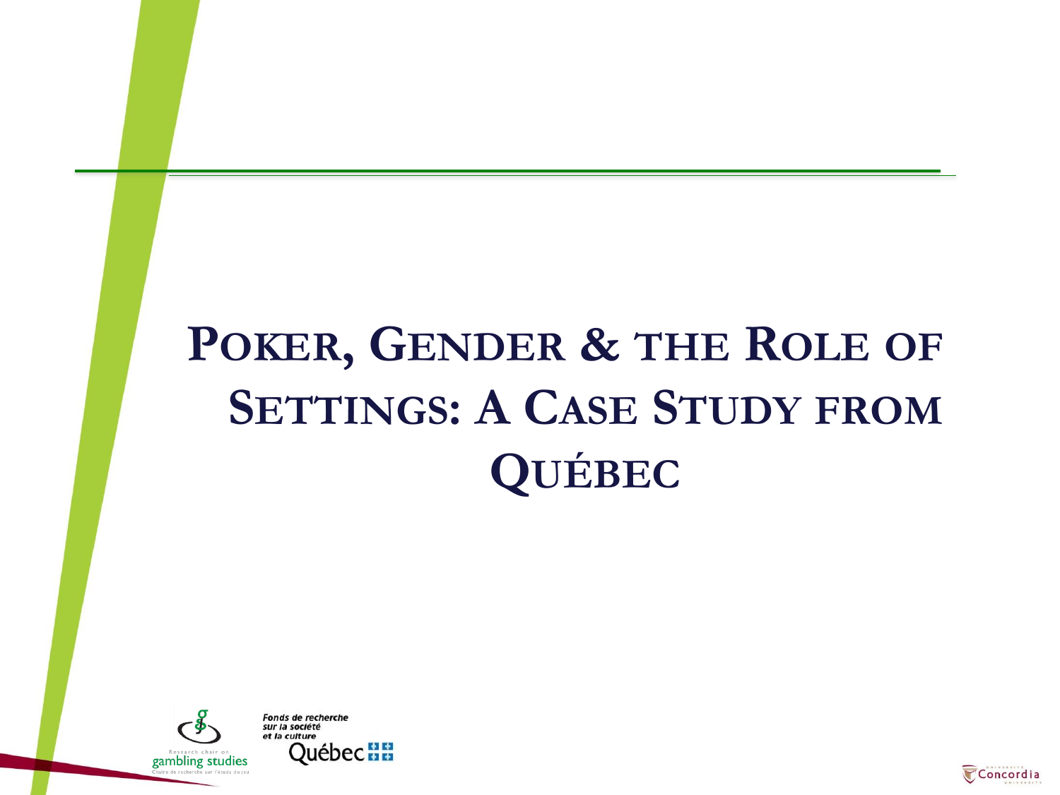# Poker, Gender & the Role of Settings: A Case Study from Québec

Research chair on gambling studies

Chaire de recherche sur l'étude du jeu

Fonds de recherche sur la société et la culture

Québec

Concordia University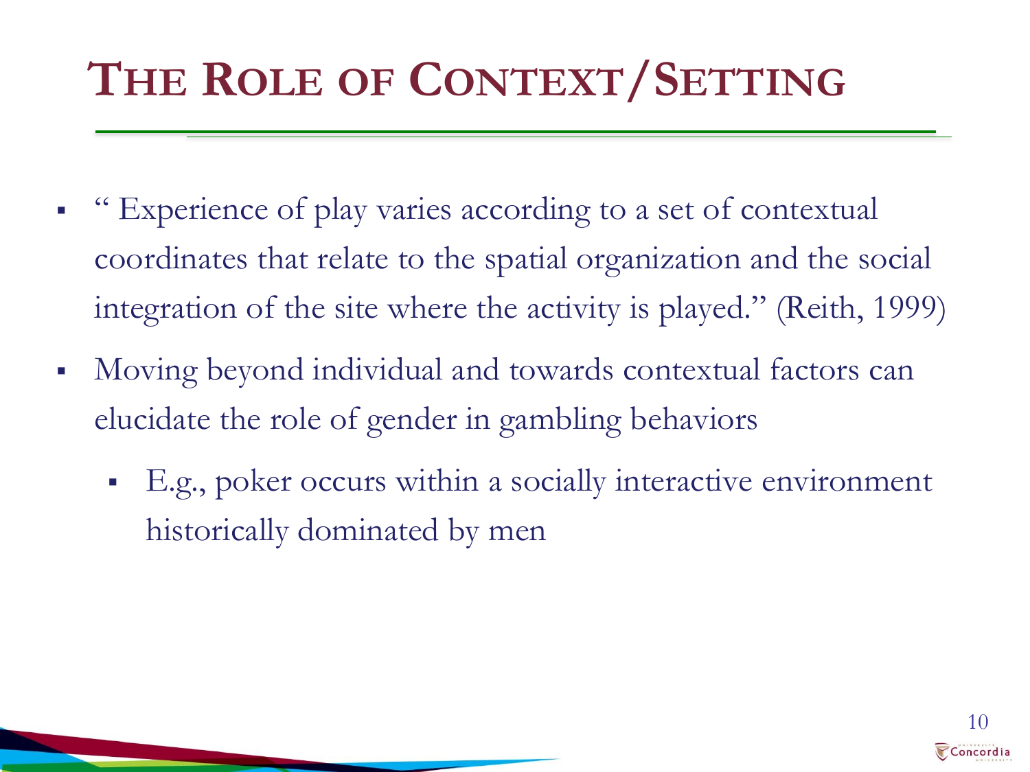# The Role of Context/Setting

- " Experience of play varies according to a set of contextual coordinates that relate to the spatial organization and the social integration of the site where the activity is played." (Reith, 1999)
- Moving beyond individual and towards contextual factors can elucidate the role of gender in gambling behaviors
  - E.g., poker occurs within a socially interactive environment historically dominated by men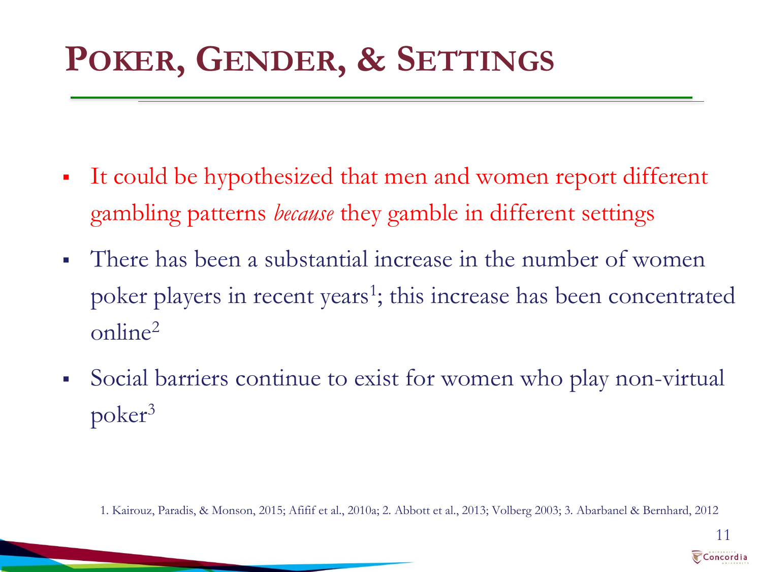# Poker, Gender, & Settings

- It could be hypothesized that men and women report different gambling patterns *because* they gamble in different settings
- There has been a substantial increase in the number of women poker players in recent years[1]; this increase has been concentrated online[2]
- Social barriers continue to exist for women who play non-virtual poker[3]

1. Kairouz, Paradis, & Monson, 2015; Afifif et al., 2010a; 2. Abbott et al., 2013; Volberg 2003; 3. Abarbanel & Bernhard, 2012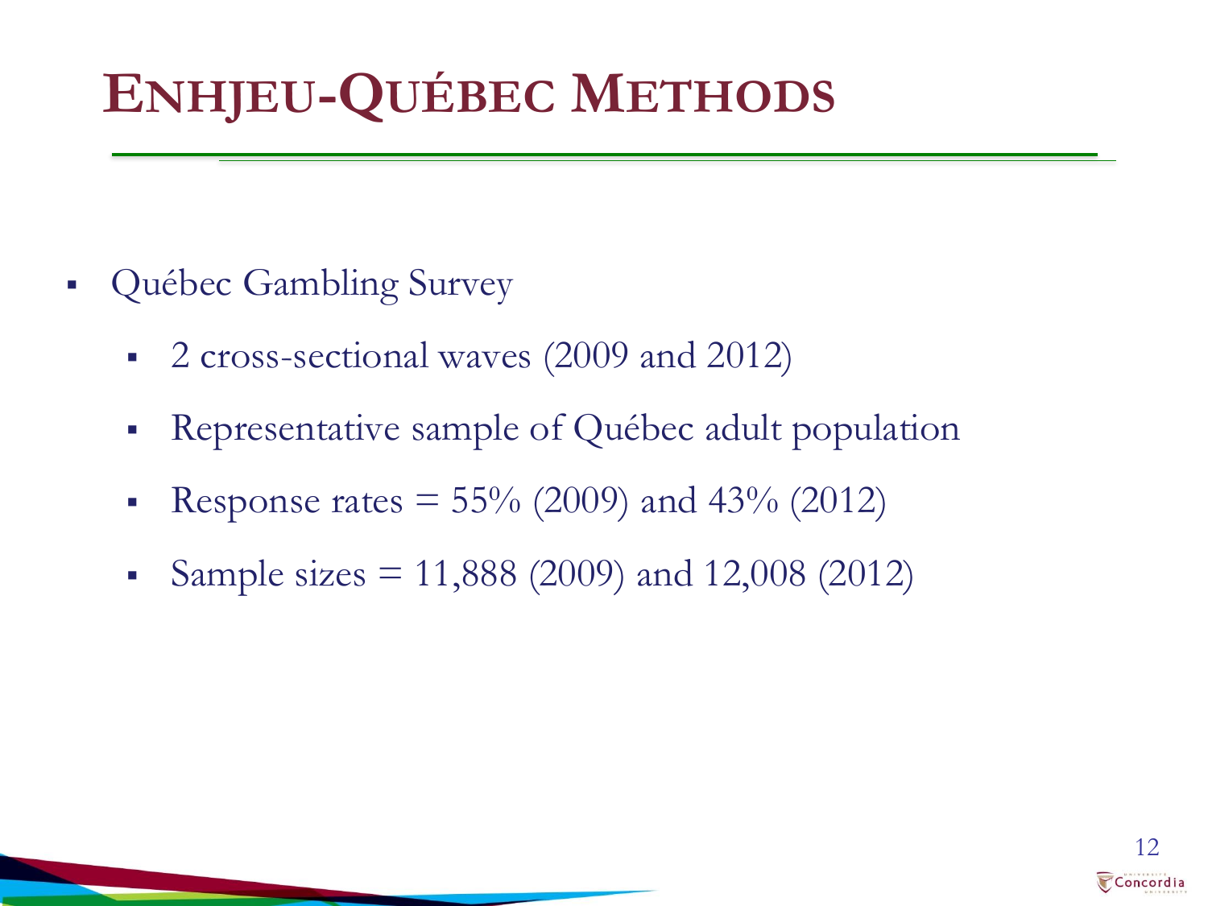# ENHJEU-QUÉBEC METHODS

- Québec Gambling Survey
  - 2 cross-sectional waves (2009 and 2012)
  - Representative sample of Québec adult population
  - Response rates = 55% (2009) and 43% (2012)
  - Sample sizes = 11,888 (2009) and 12,008 (2012)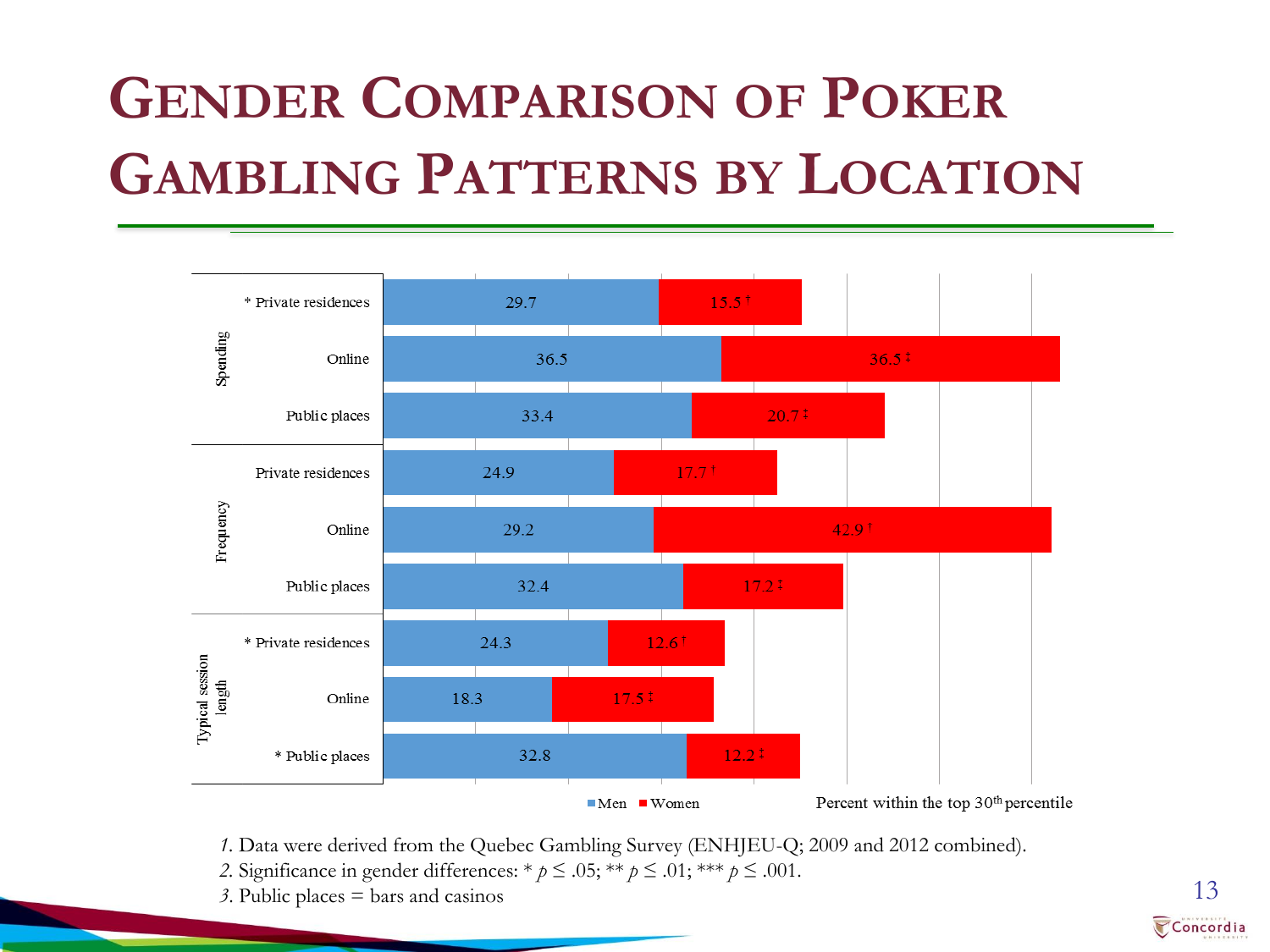# Gender Comparison of Poker Gambling Patterns by Location

| | | Men | Women |
|---|---|---|---|
| Spending | * Private residences | 29.7 | 15.5 † |
| | Online | 36.5 | 36.5 ‡ |
| | Public places | 33.4 | 20.7 ‡ |
| Frequency | Private residences | 24.9 | 17.7 † |
| | Online | 29.2 | 42.9 † |
| | Public places | 32.4 | 17.2 ‡ |
| Typical session length | * Private residences | 24.3 | 12.6 † |
| | Online | 18.3 | 17.5 ‡ |
| | * Public places | 32.8 | 12.2 ‡ |

Percent within the top 30th percentile

*1.* Data were derived from the Quebec Gambling Survey (ENHJEU-Q; 2009 and 2012 combined).
*2.* Significance in gender differences: * $p \leq .05$; ** $p \leq .01$; *** $p \leq .001$.
*3.* Public places = bars and casinos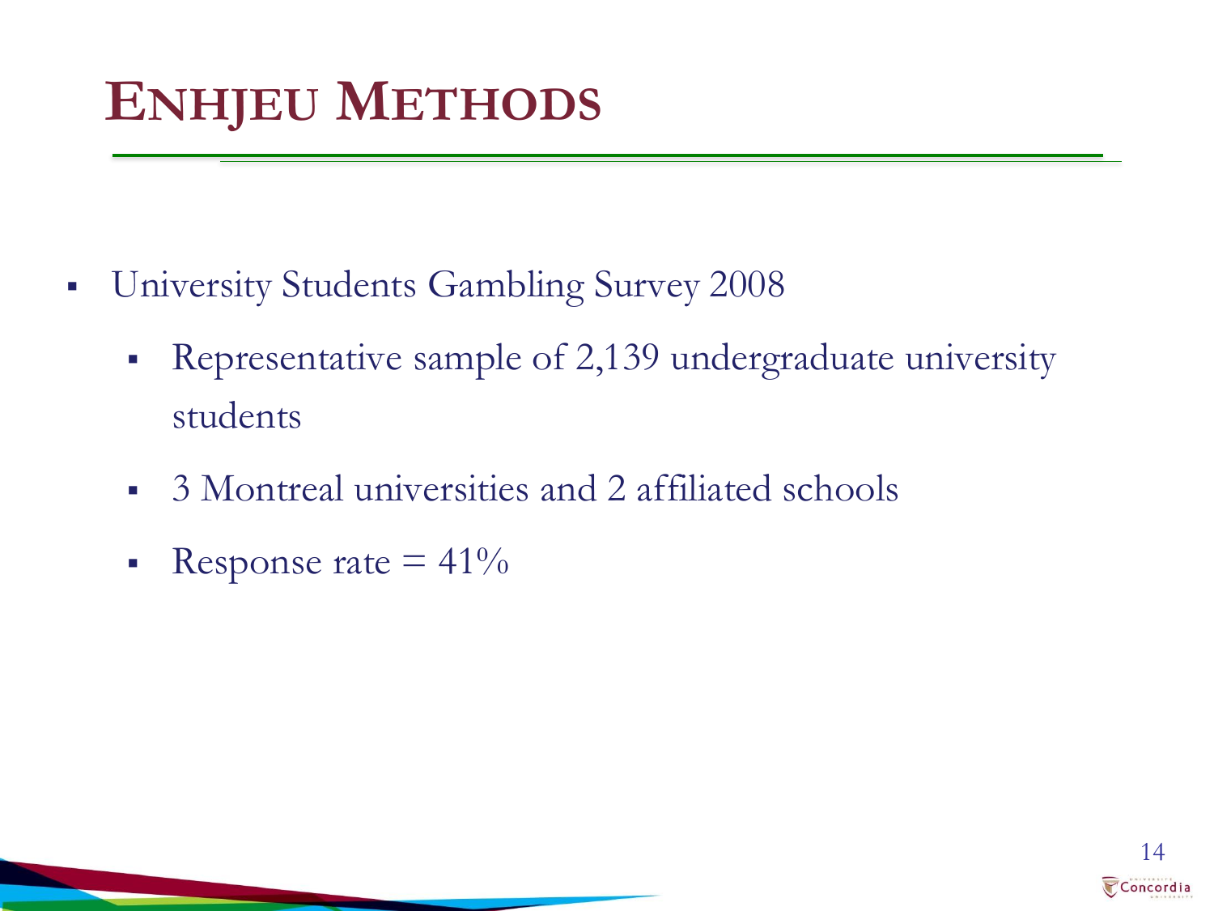# ENHJEU METHODS

- University Students Gambling Survey 2008
  - Representative sample of 2,139 undergraduate university students
  - 3 Montreal universities and 2 affiliated schools
  - Response rate = 41%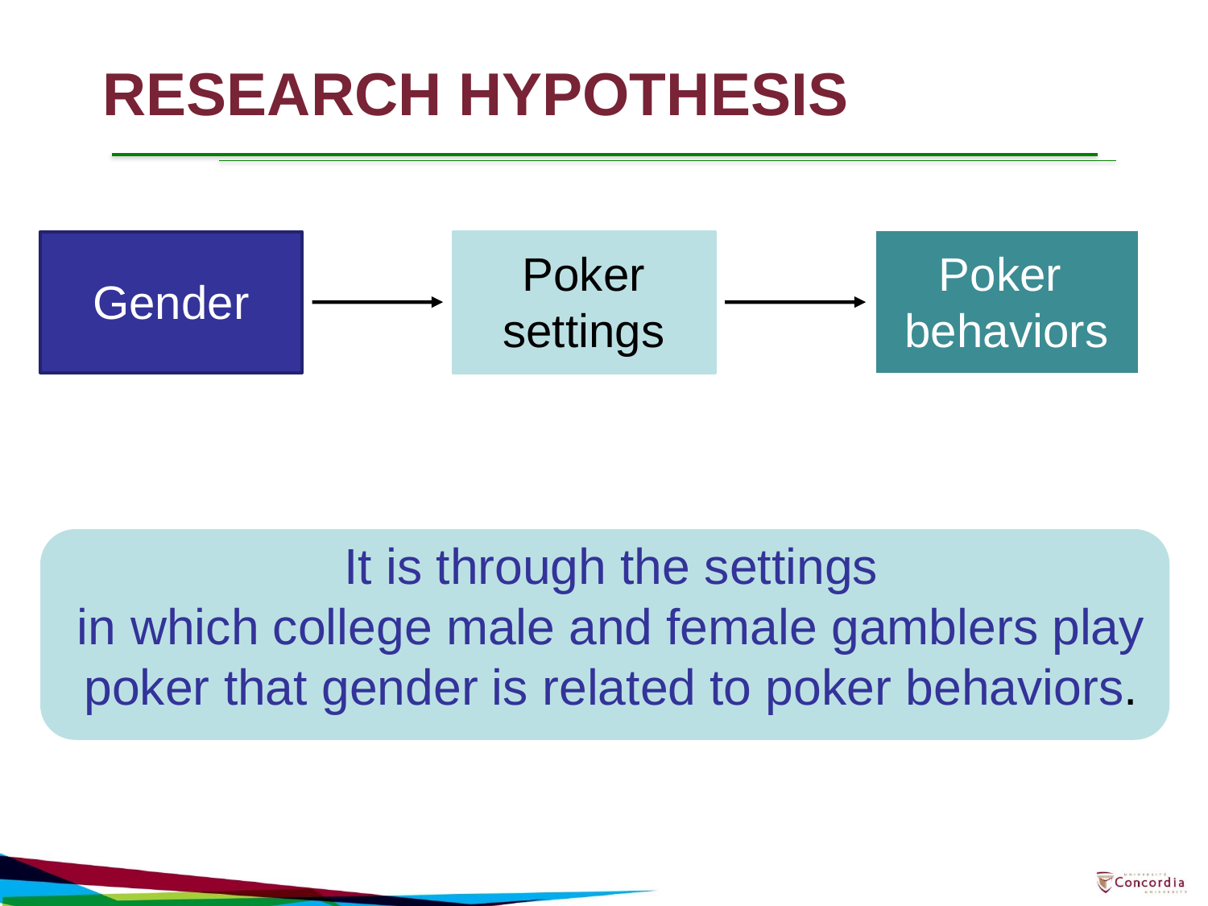# RESEARCH HYPOTHESIS

Gender → Poker settings → Poker behaviors

It is through the settings in which college male and female gamblers play poker that gender is related to poker behaviors.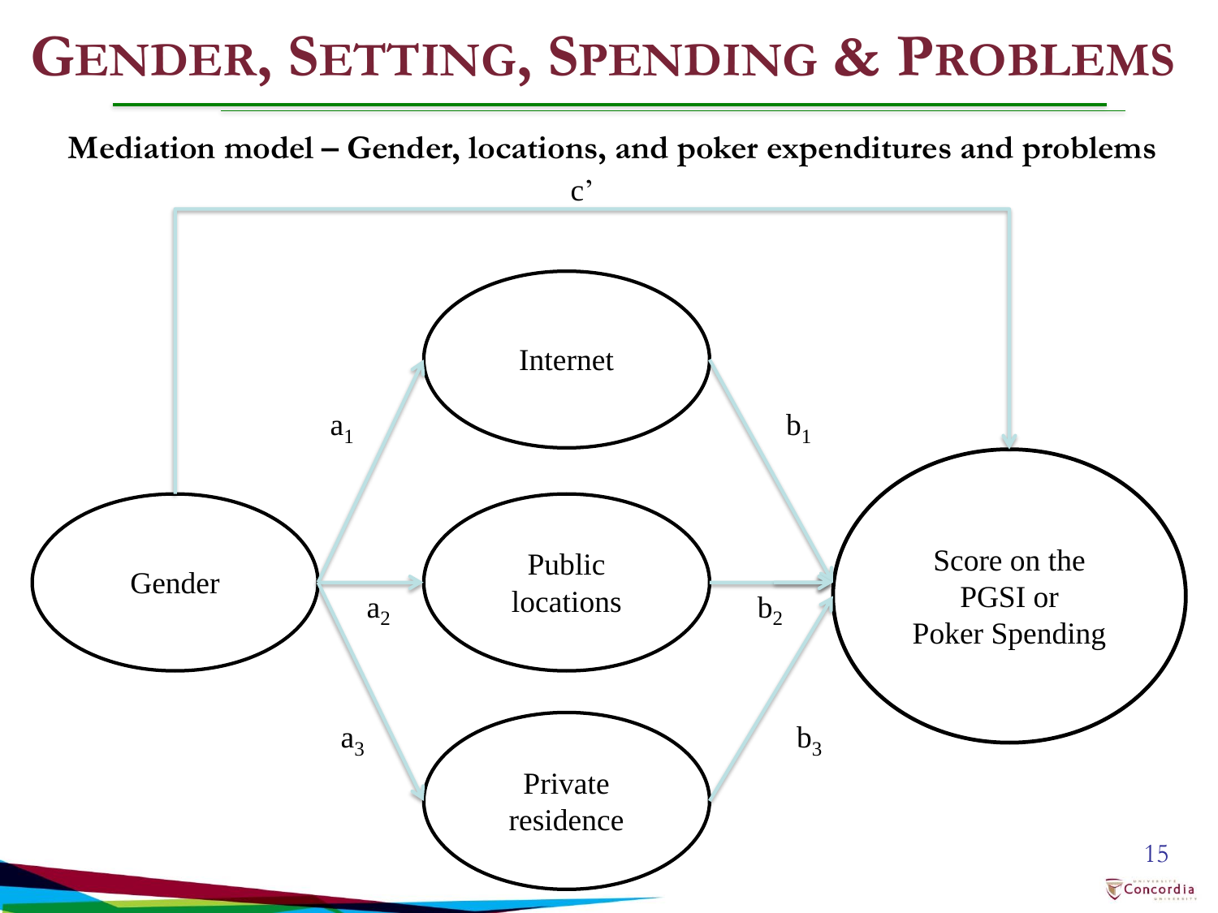# GENDER, SETTING, SPENDING & PROBLEMS

**Mediation model – Gender, locations, and poker expenditures and problems**

c'

Internet

$a_1$ $b_1$

Gender

Public locations

$a_2$ $b_2$

Score on the PGSI or Poker Spending

$a_3$ $b_3$

Private residence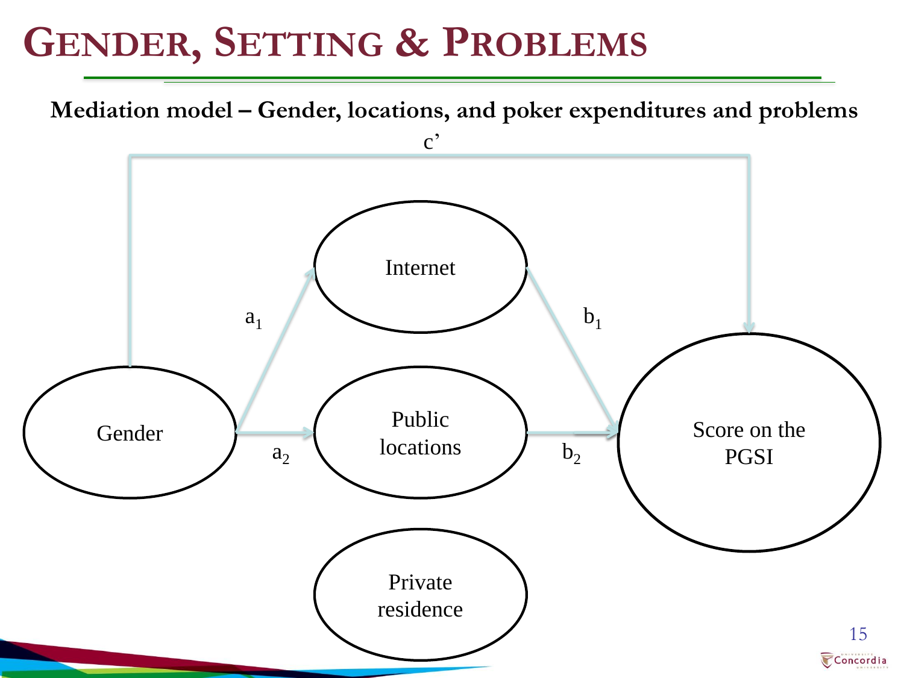# GENDER, SETTING & PROBLEMS

**Mediation model – Gender, locations, and poker expenditures and problems**

c'

Internet

$a_1$

$b_1$

Gender

Public locations

Score on the PGSI

$a_2$

$b_2$

Private residence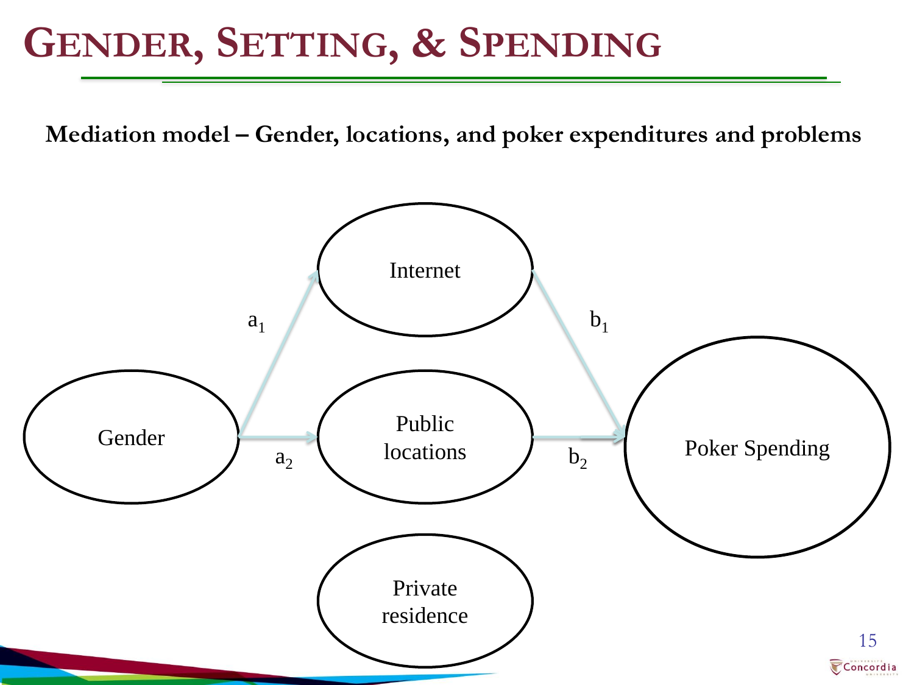# GENDER, SETTING, & SPENDING

**Mediation model – Gender, locations, and poker expenditures and problems**

Gender

$a_1$

$a_2$

Internet

Public locations

Private residence

$b_1$

$b_2$

Poker Spending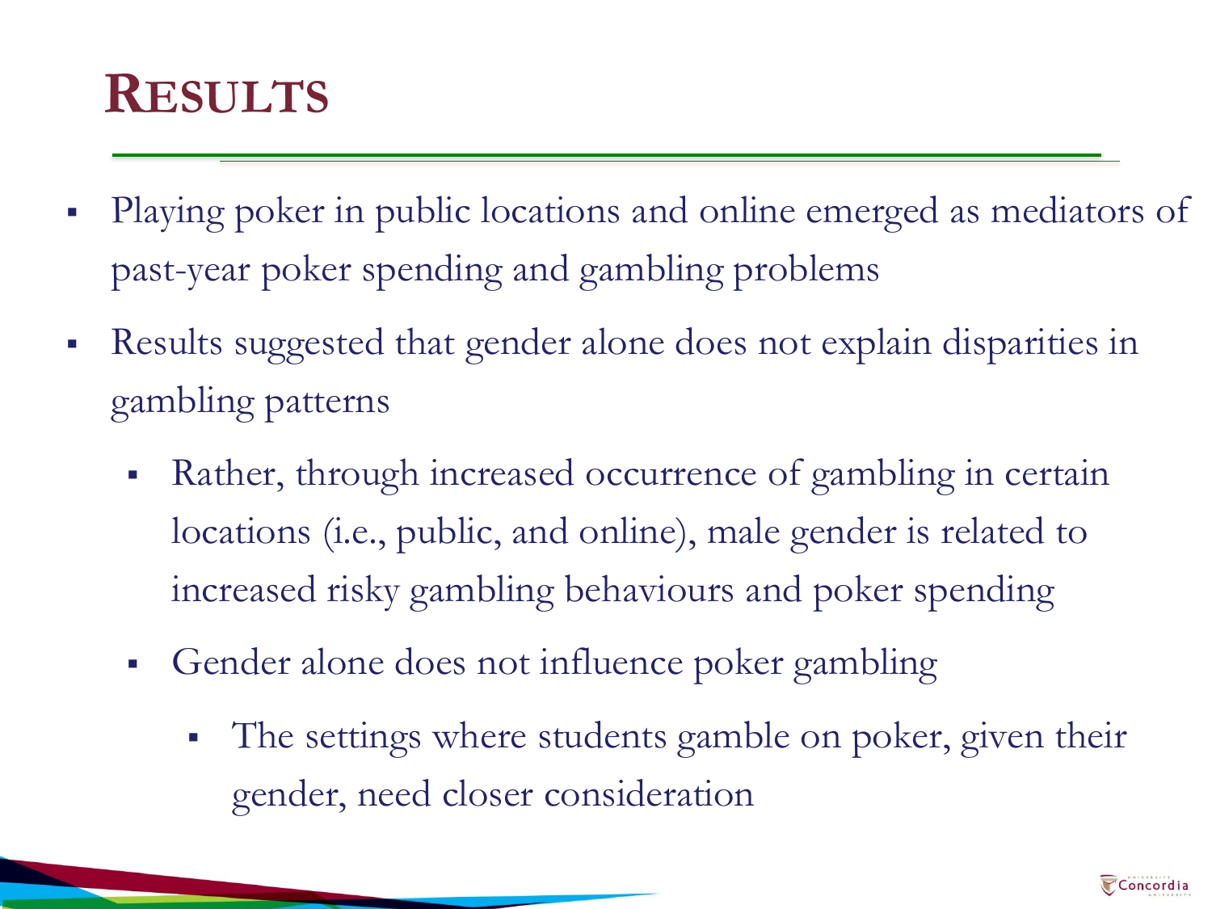# Results

- Playing poker in public locations and online emerged as mediators of past-year poker spending and gambling problems
- Results suggested that gender alone does not explain disparities in gambling patterns
  - Rather, through increased occurrence of gambling in certain locations (i.e., public, and online), male gender is related to increased risky gambling behaviours and poker spending
  - Gender alone does not influence poker gambling
    - The settings where students gamble on poker, given their gender, need closer consideration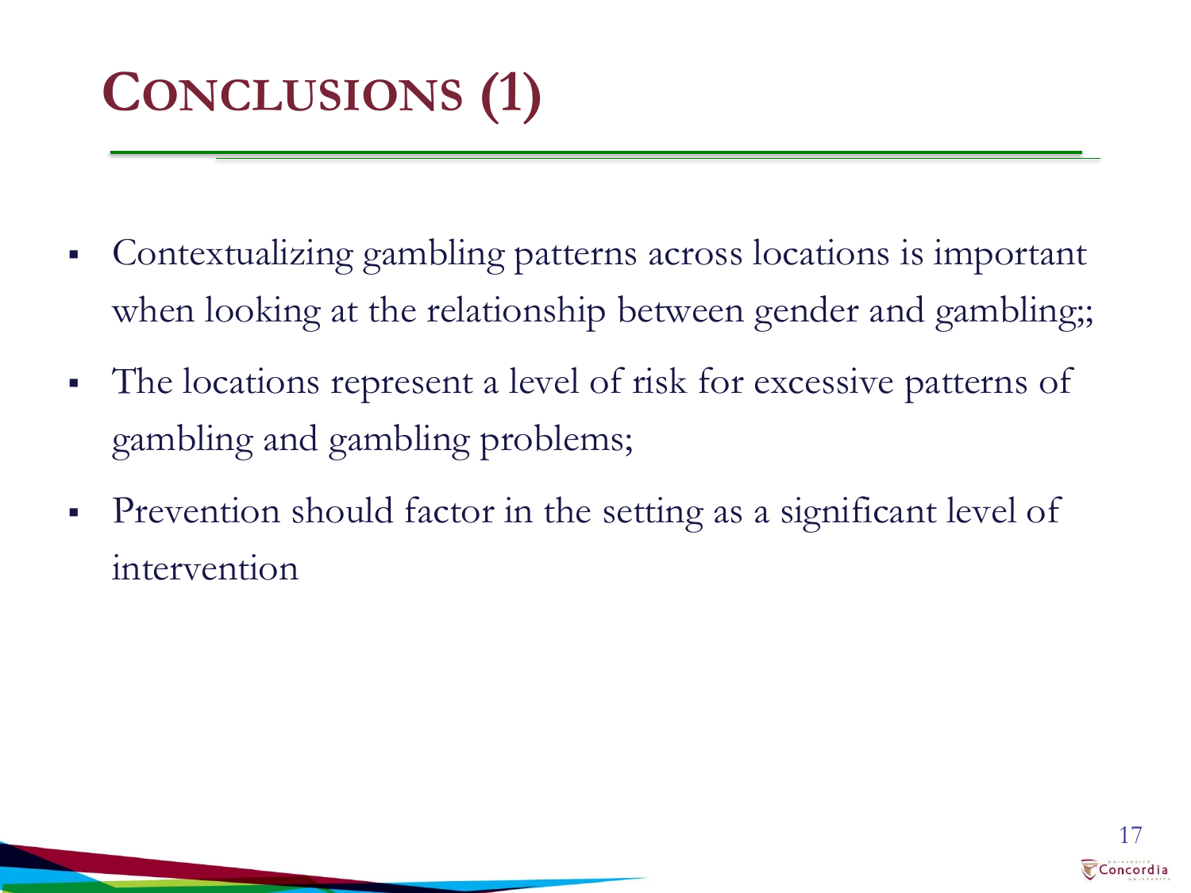# Conclusions (1)

- Contextualizing gambling patterns across locations is important when looking at the relationship between gender and gambling;;
- The locations represent a level of risk for excessive patterns of gambling and gambling problems;
- Prevention should factor in the setting as a significant level of intervention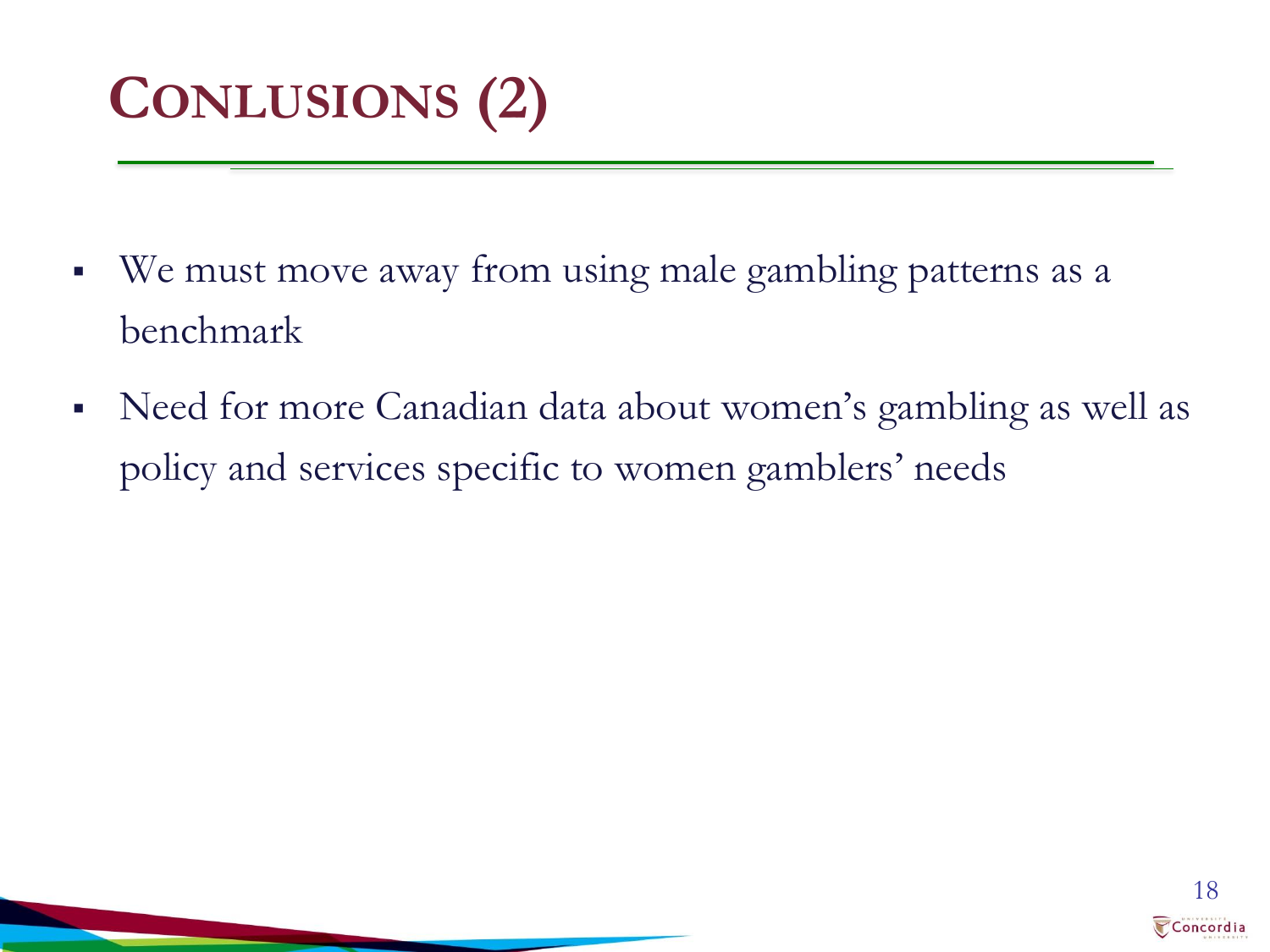# CONLUSIONS (2)

- We must move away from using male gambling patterns as a benchmark
- Need for more Canadian data about women's gambling as well as policy and services specific to women gamblers' needs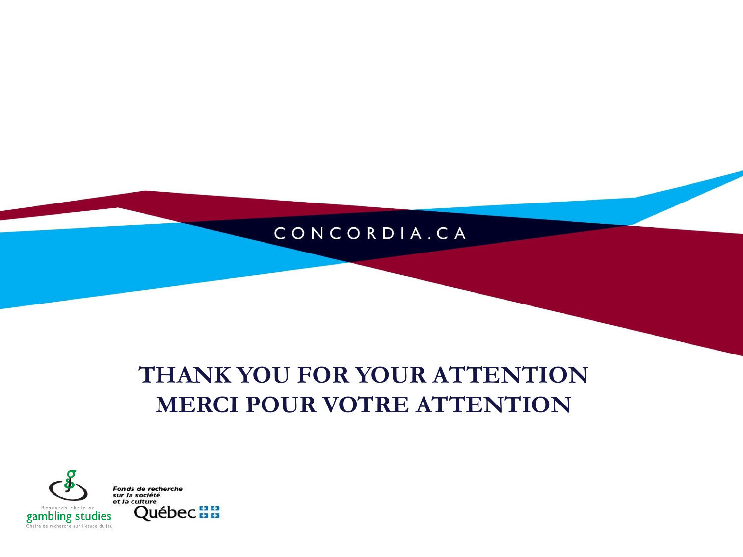CONCORDIA.CA

# THANK YOU FOR YOUR ATTENTION
# MERCI POUR VOTRE ATTENTION

Research chair on gambling studies
Chaire de recherche sur l'étude du jeu

*Fonds de recherche sur la société et la culture*
Québec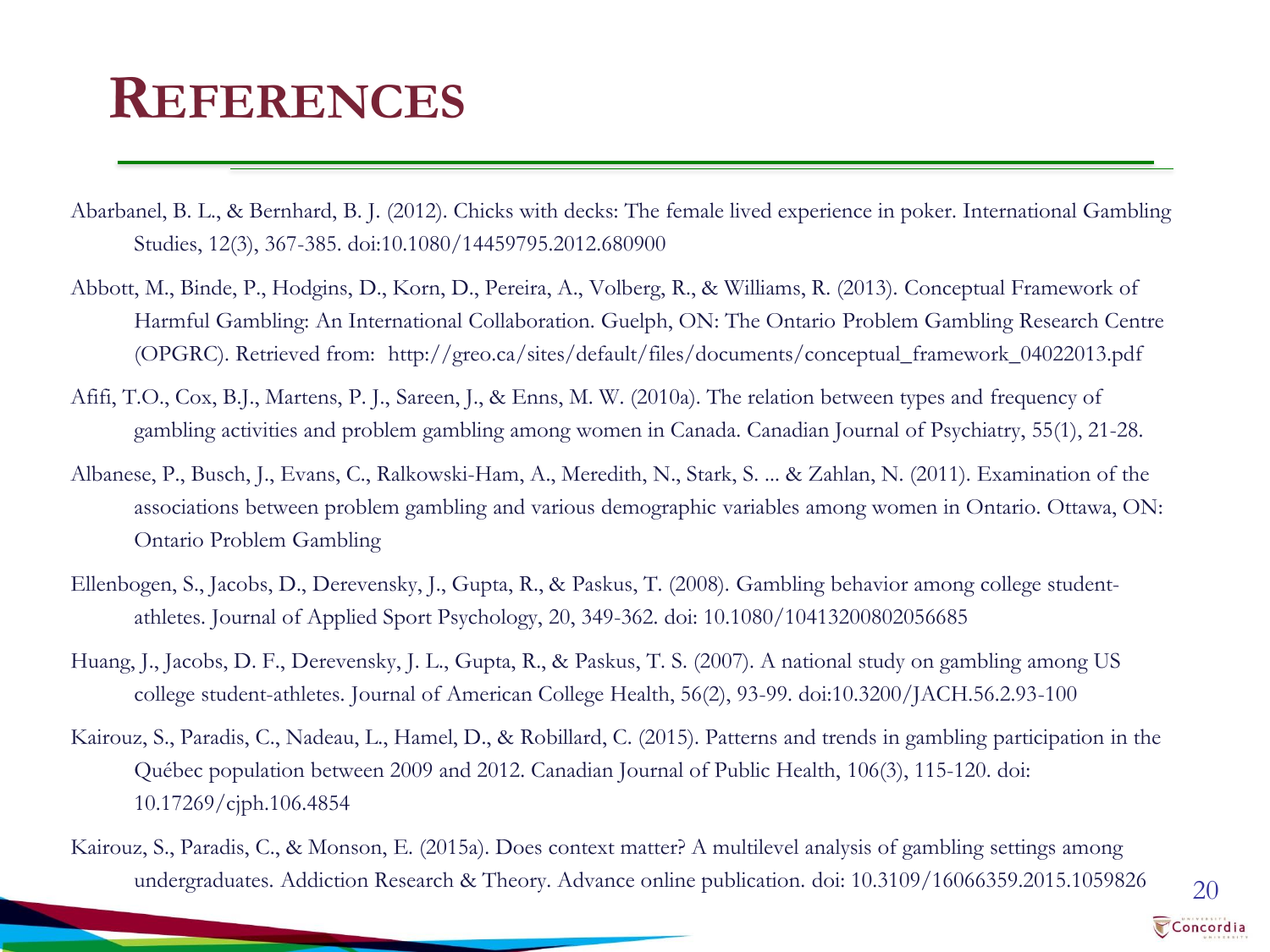# REFERENCES

Abarbanel, B. L., & Bernhard, B. J. (2012). Chicks with decks: The female lived experience in poker. International Gambling Studies, 12(3), 367-385. doi:10.1080/14459795.2012.680900

Abbott, M., Binde, P., Hodgins, D., Korn, D., Pereira, A., Volberg, R., & Williams, R. (2013). Conceptual Framework of Harmful Gambling: An International Collaboration. Guelph, ON: The Ontario Problem Gambling Research Centre (OPGRC). Retrieved from: http://greo.ca/sites/default/files/documents/conceptual_framework_04022013.pdf

Afifi, T.O., Cox, B.J., Martens, P. J., Sareen, J., & Enns, M. W. (2010a). The relation between types and frequency of gambling activities and problem gambling among women in Canada. Canadian Journal of Psychiatry, 55(1), 21-28.

Albanese, P., Busch, J., Evans, C., Ralkowski-Ham, A., Meredith, N., Stark, S. ... & Zahlan, N. (2011). Examination of the associations between problem gambling and various demographic variables among women in Ontario. Ottawa, ON: Ontario Problem Gambling

Ellenbogen, S., Jacobs, D., Derevensky, J., Gupta, R., & Paskus, T. (2008). Gambling behavior among college student-athletes. Journal of Applied Sport Psychology, 20, 349-362. doi: 10.1080/10413200802056685

Huang, J., Jacobs, D. F., Derevensky, J. L., Gupta, R., & Paskus, T. S. (2007). A national study on gambling among US college student-athletes. Journal of American College Health, 56(2), 93-99. doi:10.3200/JACH.56.2.93-100

Kairouz, S., Paradis, C., Nadeau, L., Hamel, D., & Robillard, C. (2015). Patterns and trends in gambling participation in the Québec population between 2009 and 2012. Canadian Journal of Public Health, 106(3), 115-120. doi: 10.17269/cjph.106.4854

Kairouz, S., Paradis, C., & Monson, E. (2015a). Does context matter? A multilevel analysis of gambling settings among undergraduates. Addiction Research & Theory. Advance online publication. doi: 10.3109/16066359.2015.1059826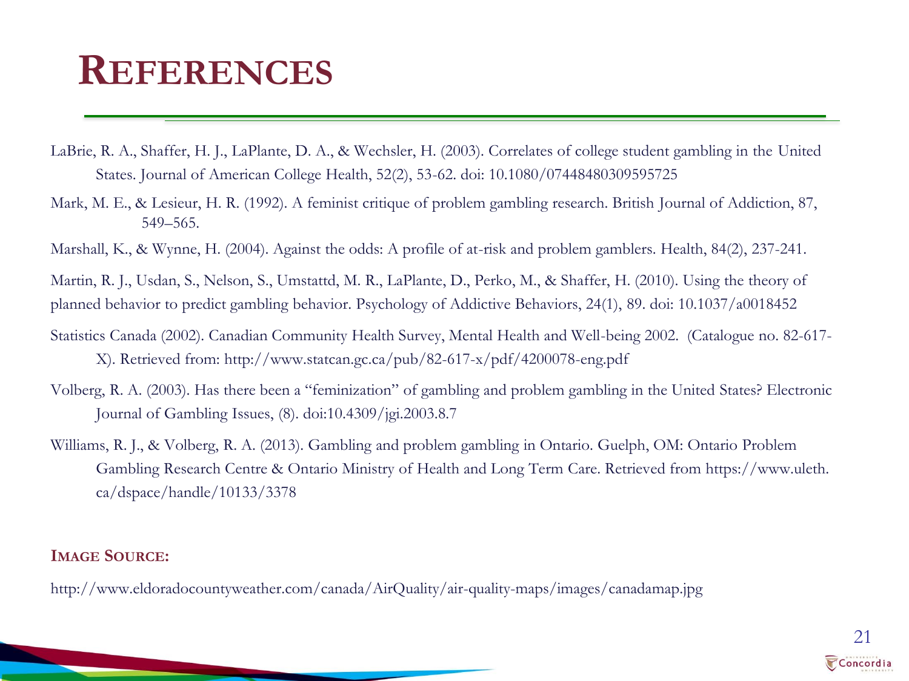# References

LaBrie, R. A., Shaffer, H. J., LaPlante, D. A., & Wechsler, H. (2003). Correlates of college student gambling in the United States. Journal of American College Health, 52(2), 53-62. doi: 10.1080/07448480309595725

Mark, M. E., & Lesieur, H. R. (1992). A feminist critique of problem gambling research. British Journal of Addiction, 87, 549–565.

Marshall, K., & Wynne, H. (2004). Against the odds: A profile of at-risk and problem gamblers. Health, 84(2), 237-241.

Martin, R. J., Usdan, S., Nelson, S., Umstattd, M. R., LaPlante, D., Perko, M., & Shaffer, H. (2010). Using the theory of planned behavior to predict gambling behavior. Psychology of Addictive Behaviors, 24(1), 89. doi: 10.1037/a0018452

Statistics Canada (2002). Canadian Community Health Survey, Mental Health and Well-being 2002. (Catalogue no. 82-617-X). Retrieved from: http://www.statcan.gc.ca/pub/82-617-x/pdf/4200078-eng.pdf

Volberg, R. A. (2003). Has there been a "feminization" of gambling and problem gambling in the United States? Electronic Journal of Gambling Issues, (8). doi:10.4309/jgi.2003.8.7

Williams, R. J., & Volberg, R. A. (2013). Gambling and problem gambling in Ontario. Guelph, OM: Ontario Problem Gambling Research Centre & Ontario Ministry of Health and Long Term Care. Retrieved from https://www.uleth.ca/dspace/handle/10133/3378

**Image Source:**

http://www.eldoradocountyweather.com/canada/AirQuality/air-quality-maps/images/canadamap.jpg